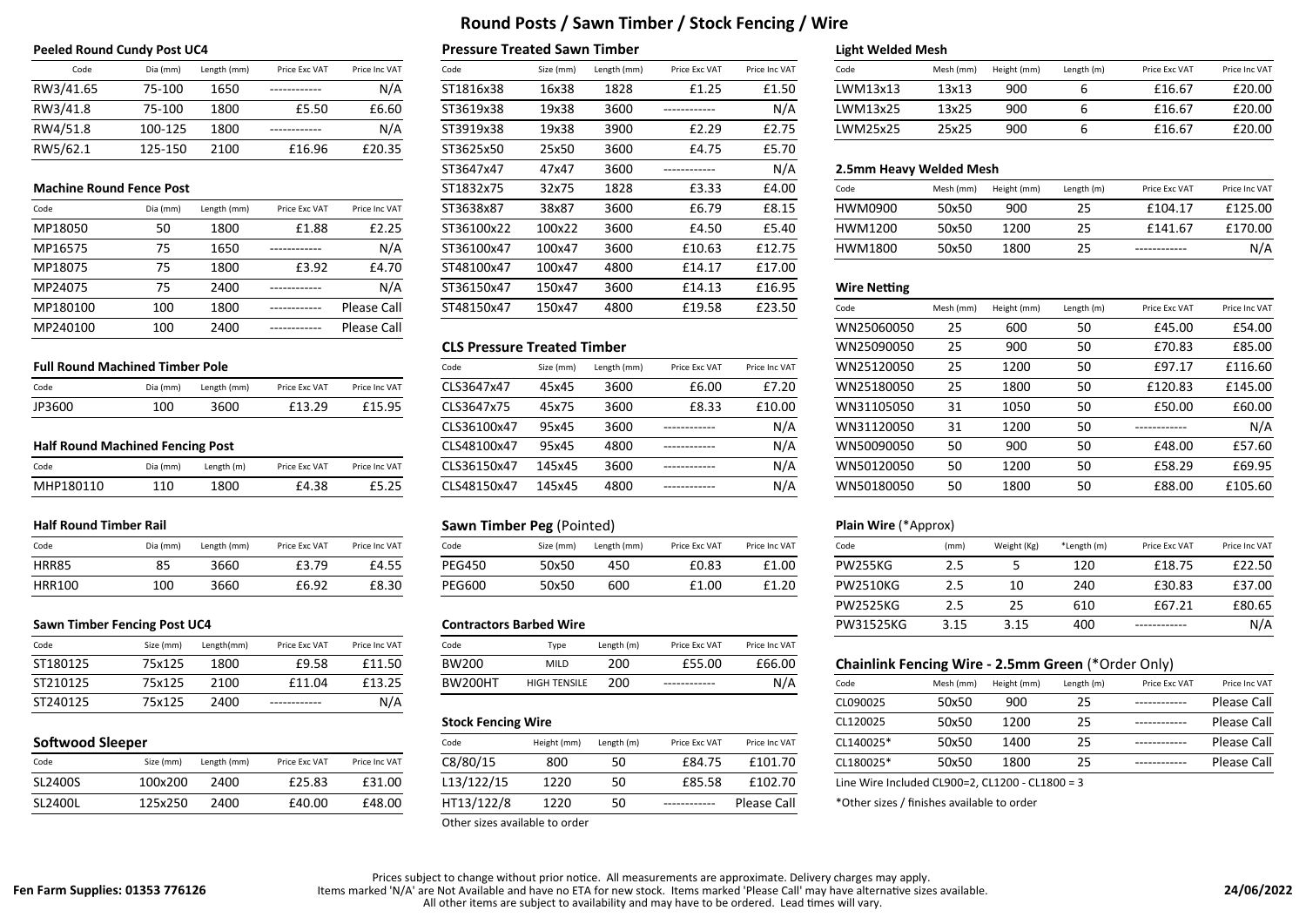# Round Posts / Sawn Timber / Stock Fencing / Wire

### Peeled Round Cundy Post UC4

| Code | Dia (mm) | Length (mm) | Price Exc VAT | Price Inc VAT |
|---|---|---|---|---|
| RW3/41.65 | 75-100 | 1650 | ------------ | N/A |
| RW3/41.8 | 75-100 | 1800 | £5.50 | £6.60 |
| RW4/51.8 | 100-125 | 1800 | ------------ | N/A |
| RW5/62.1 | 125-150 | 2100 | £16.96 | £20.35 |

### Machine Round Fence Post

| Code | Dia (mm) | Length (mm) | Price Exc VAT | Price Inc VAT |
|---|---|---|---|---|
| MP18050 | 50 | 1800 | £1.88 | £2.25 |
| MP16575 | 75 | 1650 | ------------ | N/A |
| MP18075 | 75 | 1800 | £3.92 | £4.70 |
| MP24075 | 75 | 2400 | ------------ | N/A |
| MP180100 | 100 | 1800 | ------------ | Please Call |
| MP240100 | 100 | 2400 | ------------ | Please Call |

### Full Round Machined Timber Pole

| Code | Dia (mm) | Length (mm) | Price Exc VAT | Price Inc VAT |
|---|---|---|---|---|
| JP3600 | 100 | 3600 | £13.29 | £15.95 |

### Half Round Machined Fencing Post

| Code | Dia (mm) | Length (m) | Price Exc VAT | Price Inc VAT |
|---|---|---|---|---|
| MHP180110 | 110 | 1800 | £4.38 | £5.25 |

### Half Round Timber Rail

| Code | Dia (mm) | Length (mm) | Price Exc VAT | Price Inc VAT |
|---|---|---|---|---|
| HRR85 | 85 | 3660 | £3.79 | £4.55 |
| HRR100 | 100 | 3660 | £6.92 | £8.30 |

### Sawn Timber Fencing Post UC4

| Code | Size (mm) | Length(mm) | Price Exc VAT | Price Inc VAT |
|---|---|---|---|---|
| ST180125 | 75x125 | 1800 | £9.58 | £11.50 |
| ST210125 | 75x125 | 2100 | £11.04 | £13.25 |
| ST240125 | 75x125 | 2400 | ------------ | N/A |

### Softwood Sleeper

| Code | Size (mm) | Length (mm) | Price Exc VAT | Price Inc VAT |
|---|---|---|---|---|
| SL2400S | 100x200 | 2400 | £25.83 | £31.00 |
| SL2400L | 125x250 | 2400 | £40.00 | £48.00 |

### Pressure Treated Sawn Timber

| Code | Size (mm) | Length (mm) | Price Exc VAT | Price Inc VAT |
|---|---|---|---|---|
| ST1816x38 | 16x38 | 1828 | £1.25 | £1.50 |
| ST3619x38 | 19x38 | 3600 | ------------ | N/A |
| ST3919x38 | 19x38 | 3900 | £2.29 | £2.75 |
| ST3625x50 | 25x50 | 3600 | £4.75 | £5.70 |
| ST3647x47 | 47x47 | 3600 | ------------ | N/A |
| ST1832x75 | 32x75 | 1828 | £3.33 | £4.00 |
| ST3638x87 | 38x87 | 3600 | £6.79 | £8.15 |
| ST36100x22 | 100x22 | 3600 | £4.50 | £5.40 |
| ST36100x47 | 100x47 | 3600 | £10.63 | £12.75 |
| ST48100x47 | 100x47 | 4800 | £14.17 | £17.00 |
| ST36150x47 | 150x47 | 3600 | £14.13 | £16.95 |
| ST48150x47 | 150x47 | 4800 | £19.58 | £23.50 |

### CLS Pressure Treated Timber

| Code | Size (mm) | Length (mm) | Price Exc VAT | Price Inc VAT |
|---|---|---|---|---|
| CLS3647x47 | 45x45 | 3600 | £6.00 | £7.20 |
| CLS3647x75 | 45x75 | 3600 | £8.33 | £10.00 |
| CLS36100x47 | 95x45 | 3600 | ------------ | N/A |
| CLS48100x47 | 95x45 | 4800 | ------------ | N/A |
| CLS36150x47 | 145x45 | 3600 | ------------ | N/A |
| CLS48150x47 | 145x45 | 4800 | ------------ | N/A |

### Sawn Timber Peg (Pointed)

| Code | Size (mm) | Length (mm) | Price Exc VAT | Price Inc VAT |
|---|---|---|---|---|
| PEG450 | 50x50 | 450 | £0.83 | £1.00 |
| PEG600 | 50x50 | 600 | £1.00 | £1.20 |

### Contractors Barbed Wire

| Code | Type | Length (m) | Price Exc VAT | Price Inc VAT |
|---|---|---|---|---|
| BW200 | MILD | 200 | £55.00 | £66.00 |
| BW200HT | HIGH TENSILE | 200 | ------------ | N/A |

### Stock Fencing Wire

| Code | Height (mm) | Length (m) | Price Exc VAT | Price Inc VAT |
|---|---|---|---|---|
| C8/80/15 | 800 | 50 | £84.75 | £101.70 |
| L13/122/15 | 1220 | 50 | £85.58 | £102.70 |
| HT13/122/8 | 1220 | 50 | ------------ | Please Call |

Other sizes available to order

### Light Welded Mesh

| Code | Mesh (mm) | Height (mm) | Length (m) | Price Exc VAT | Price Inc VAT |
|---|---|---|---|---|---|
| LWM13x13 | 13x13 | 900 | 6 | £16.67 | £20.00 |
| LWM13x25 | 13x25 | 900 | 6 | £16.67 | £20.00 |
| LWM25x25 | 25x25 | 900 | 6 | £16.67 | £20.00 |

### 2.5mm Heavy Welded Mesh

| Code | Mesh (mm) | Height (mm) | Length (m) | Price Exc VAT | Price Inc VAT |
|---|---|---|---|---|---|
| HWM0900 | 50x50 | 900 | 25 | £104.17 | £125.00 |
| HWM1200 | 50x50 | 1200 | 25 | £141.67 | £170.00 |
| HWM1800 | 50x50 | 1800 | 25 | ------------ | N/A |

### Wire Netting

| Code | Mesh (mm) | Height (mm) | Length (m) | Price Exc VAT | Price Inc VAT |
|---|---|---|---|---|---|
| WN25060050 | 25 | 600 | 50 | £45.00 | £54.00 |
| WN25090050 | 25 | 900 | 50 | £70.83 | £85.00 |
| WN25120050 | 25 | 1200 | 50 | £97.17 | £116.60 |
| WN25180050 | 25 | 1800 | 50 | £120.83 | £145.00 |
| WN31105050 | 31 | 1050 | 50 | £50.00 | £60.00 |
| WN31120050 | 31 | 1200 | 50 | ------------ | N/A |
| WN50090050 | 50 | 900 | 50 | £48.00 | £57.60 |
| WN50120050 | 50 | 1200 | 50 | £58.29 | £69.95 |
| WN50180050 | 50 | 1800 | 50 | £88.00 | £105.60 |

### Plain Wire (*Approx)

| Code | (mm) | Weight (Kg) | *Length (m) | Price Exc VAT | Price Inc VAT |
|---|---|---|---|---|---|
| PW255KG | 2.5 | 5 | 120 | £18.75 | £22.50 |
| PW2510KG | 2.5 | 10 | 240 | £30.83 | £37.00 |
| PW2525KG | 2.5 | 25 | 610 | £67.21 | £80.65 |
| PW31525KG | 3.15 | 3.15 | 400 | ------------ | N/A |

### Chainlink Fencing Wire - 2.5mm Green (*Order Only)

| Code | Mesh (mm) | Height (mm) | Length (m) | Price Exc VAT | Price Inc VAT |
|---|---|---|---|---|---|
| CL090025 | 50x50 | 900 | 25 | ------------ | Please Call |
| CL120025 | 50x50 | 1200 | 25 | ------------ | Please Call |
| CL140025* | 50x50 | 1400 | 25 | ------------ | Please Call |
| CL180025* | 50x50 | 1800 | 25 | ------------ | Please Call |

Line Wire Included CL900=2, CL1200 - CL1800 = 3

*Other sizes / finishes available to order

**Fen Farm Supplies: 01353 776126**

Prices subject to change without prior notice. All measurements are approximate. Delivery charges may apply.
Items marked 'N/A' are Not Available and have no ETA for new stock. Items marked 'Please Call' may have alternative sizes available.
All other items are subject to availability and may have to be ordered. Lead times will vary.

**24/06/2022**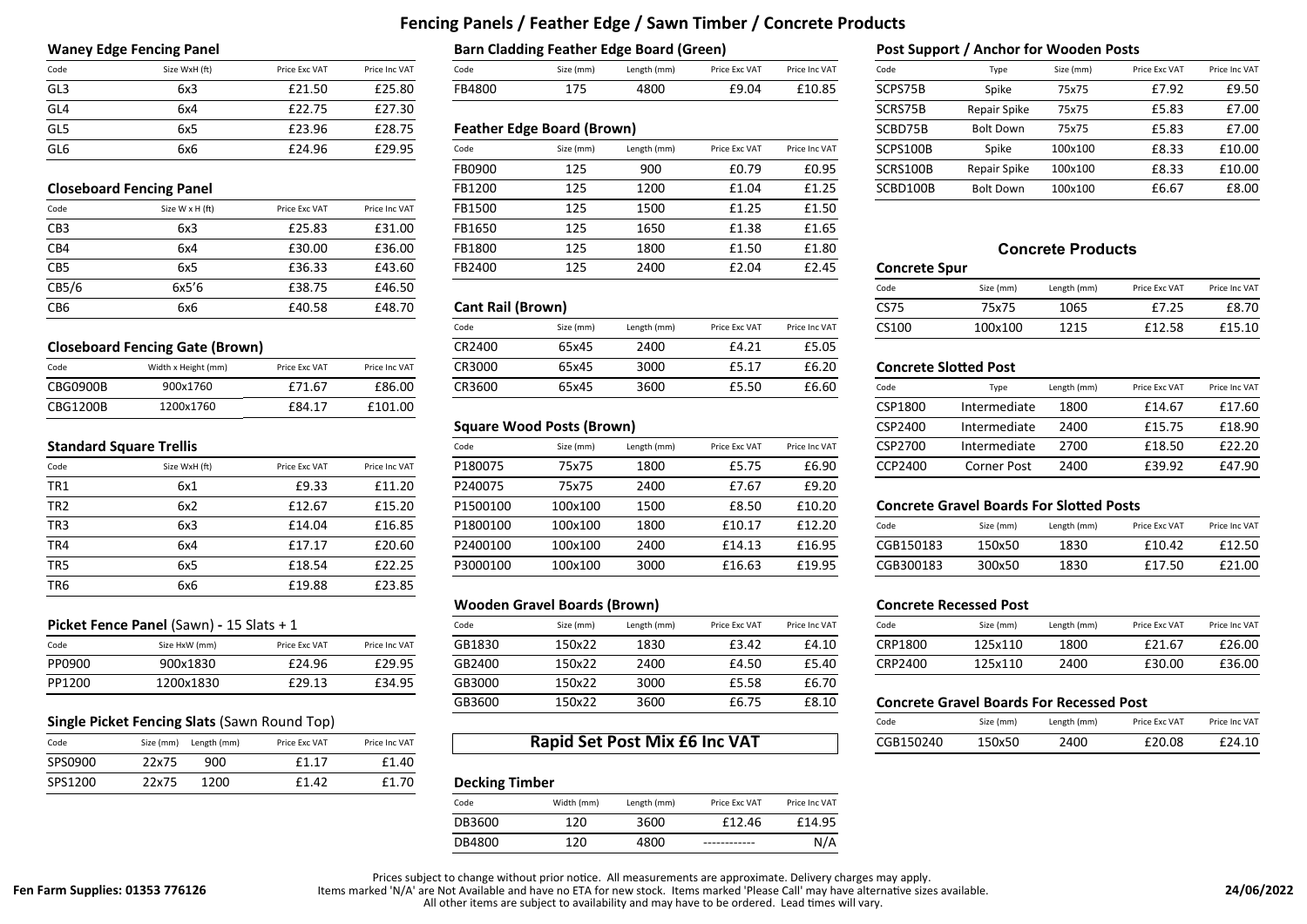# Fencing Panels / Feather Edge / Sawn Timber / Concrete Products

## Waney Edge Fencing Panel

| Code | Size WxH (ft) | Price Exc VAT | Price Inc VAT |
|---|---|---|---|
| GL3 | 6x3 | £21.50 | £25.80 |
| GL4 | 6x4 | £22.75 | £27.30 |
| GL5 | 6x5 | £23.96 | £28.75 |
| GL6 | 6x6 | £24.96 | £29.95 |

## Closeboard Fencing Panel

| Code | Size W x H (ft) | Price Exc VAT | Price Inc VAT |
|---|---|---|---|
| CB3 | 6x3 | £25.83 | £31.00 |
| CB4 | 6x4 | £30.00 | £36.00 |
| CB5 | 6x5 | £36.33 | £43.60 |
| CB5/6 | 6x5'6 | £38.75 | £46.50 |
| CB6 | 6x6 | £40.58 | £48.70 |

## Closeboard Fencing Gate (Brown)

| Code | Width x Height (mm) | Price Exc VAT | Price Inc VAT |
|---|---|---|---|
| CBG0900B | 900x1760 | £71.67 | £86.00 |
| CBG1200B | 1200x1760 | £84.17 | £101.00 |

## Standard Square Trellis

| Code | Size WxH (ft) | Price Exc VAT | Price Inc VAT |
|---|---|---|---|
| TR1 | 6x1 | £9.33 | £11.20 |
| TR2 | 6x2 | £12.67 | £15.20 |
| TR3 | 6x3 | £14.04 | £16.85 |
| TR4 | 6x4 | £17.17 | £20.60 |
| TR5 | 6x5 | £18.54 | £22.25 |
| TR6 | 6x6 | £19.88 | £23.85 |

## Picket Fence Panel (Sawn) - 15 Slats + 1

| Code | Size HxW (mm) | Price Exc VAT | Price Inc VAT |
|---|---|---|---|
| PP0900 | 900x1830 | £24.96 | £29.95 |
| PP1200 | 1200x1830 | £29.13 | £34.95 |

## Single Picket Fencing Slats (Sawn Round Top)

| Code | Size (mm) | Length (mm) | Price Exc VAT | Price Inc VAT |
|---|---|---|---|---|
| SPS0900 | 22x75 | 900 | £1.17 | £1.40 |
| SPS1200 | 22x75 | 1200 | £1.42 | £1.70 |

## Barn Cladding Feather Edge Board (Green)

| Code | Size (mm) | Length (mm) | Price Exc VAT | Price Inc VAT |
|---|---|---|---|---|
| FB4800 | 175 | 4800 | £9.04 | £10.85 |

## Feather Edge Board (Brown)

| Code | Size (mm) | Length (mm) | Price Exc VAT | Price Inc VAT |
|---|---|---|---|---|
| FB0900 | 125 | 900 | £0.79 | £0.95 |
| FB1200 | 125 | 1200 | £1.04 | £1.25 |
| FB1500 | 125 | 1500 | £1.25 | £1.50 |
| FB1650 | 125 | 1650 | £1.38 | £1.65 |
| FB1800 | 125 | 1800 | £1.50 | £1.80 |
| FB2400 | 125 | 2400 | £2.04 | £2.45 |

## Cant Rail (Brown)

| Code | Size (mm) | Length (mm) | Price Exc VAT | Price Inc VAT |
|---|---|---|---|---|
| CR2400 | 65x45 | 2400 | £4.21 | £5.05 |
| CR3000 | 65x45 | 3000 | £5.17 | £6.20 |
| CR3600 | 65x45 | 3600 | £5.50 | £6.60 |

## Square Wood Posts (Brown)

| Code | Size (mm) | Length (mm) | Price Exc VAT | Price Inc VAT |
|---|---|---|---|---|
| P180075 | 75x75 | 1800 | £5.75 | £6.90 |
| P240075 | 75x75 | 2400 | £7.67 | £9.20 |
| P1500100 | 100x100 | 1500 | £8.50 | £10.20 |
| P1800100 | 100x100 | 1800 | £10.17 | £12.20 |
| P2400100 | 100x100 | 2400 | £14.13 | £16.95 |
| P3000100 | 100x100 | 3000 | £16.63 | £19.95 |

## Wooden Gravel Boards (Brown)

| Code | Size (mm) | Length (mm) | Price Exc VAT | Price Inc VAT |
|---|---|---|---|---|
| GB1830 | 150x22 | 1830 | £3.42 | £4.10 |
| GB2400 | 150x22 | 2400 | £4.50 | £5.40 |
| GB3000 | 150x22 | 3000 | £5.58 | £6.70 |
| GB3600 | 150x22 | 3600 | £6.75 | £8.10 |

**Rapid Set Post Mix £6 Inc VAT**

## Decking Timber

| Code | Width (mm) | Length (mm) | Price Exc VAT | Price Inc VAT |
|---|---|---|---|---|
| DB3600 | 120 | 3600 | £12.46 | £14.95 |
| DB4800 | 120 | 4800 | ------------ | N/A |

## Post Support / Anchor for Wooden Posts

| Code | Type | Size (mm) | Price Exc VAT | Price Inc VAT |
|---|---|---|---|---|
| SCPS75B | Spike | 75x75 | £7.92 | £9.50 |
| SCRS75B | Repair Spike | 75x75 | £5.83 | £7.00 |
| SCBD75B | Bolt Down | 75x75 | £5.83 | £7.00 |
| SCPS100B | Spike | 100x100 | £8.33 | £10.00 |
| SCRS100B | Repair Spike | 100x100 | £8.33 | £10.00 |
| SCBD100B | Bolt Down | 100x100 | £6.67 | £8.00 |

# Concrete Products

## Concrete Spur

| Code | Size (mm) | Length (mm) | Price Exc VAT | Price Inc VAT |
|---|---|---|---|---|
| CS75 | 75x75 | 1065 | £7.25 | £8.70 |
| CS100 | 100x100 | 1215 | £12.58 | £15.10 |

## Concrete Slotted Post

| Code | Type | Length (mm) | Price Exc VAT | Price Inc VAT |
|---|---|---|---|---|
| CSP1800 | Intermediate | 1800 | £14.67 | £17.60 |
| CSP2400 | Intermediate | 2400 | £15.75 | £18.90 |
| CSP2700 | Intermediate | 2700 | £18.50 | £22.20 |
| CCP2400 | Corner Post | 2400 | £39.92 | £47.90 |

## Concrete Gravel Boards For Slotted Posts

| Code | Size (mm) | Length (mm) | Price Exc VAT | Price Inc VAT |
|---|---|---|---|---|
| CGB150183 | 150x50 | 1830 | £10.42 | £12.50 |
| CGB300183 | 300x50 | 1830 | £17.50 | £21.00 |

## Concrete Recessed Post

| Code | Size (mm) | Length (mm) | Price Exc VAT | Price Inc VAT |
|---|---|---|---|---|
| CRP1800 | 125x110 | 1800 | £21.67 | £26.00 |
| CRP2400 | 125x110 | 2400 | £30.00 | £36.00 |

## Concrete Gravel Boards For Recessed Post

| Code | Size (mm) | Length (mm) | Price Exc VAT | Price Inc VAT |
|---|---|---|---|---|
| CGB150240 | 150x50 | 2400 | £20.08 | £24.10 |

**Fen Farm Supplies: 01353 776126**

Prices subject to change without prior notice. All measurements are approximate. Delivery charges may apply.
Items marked 'N/A' are Not Available and have no ETA for new stock. Items marked 'Please Call' may have alternative sizes available.
All other items are subject to availability and may have to be ordered. Lead times will vary.

**24/06/2022**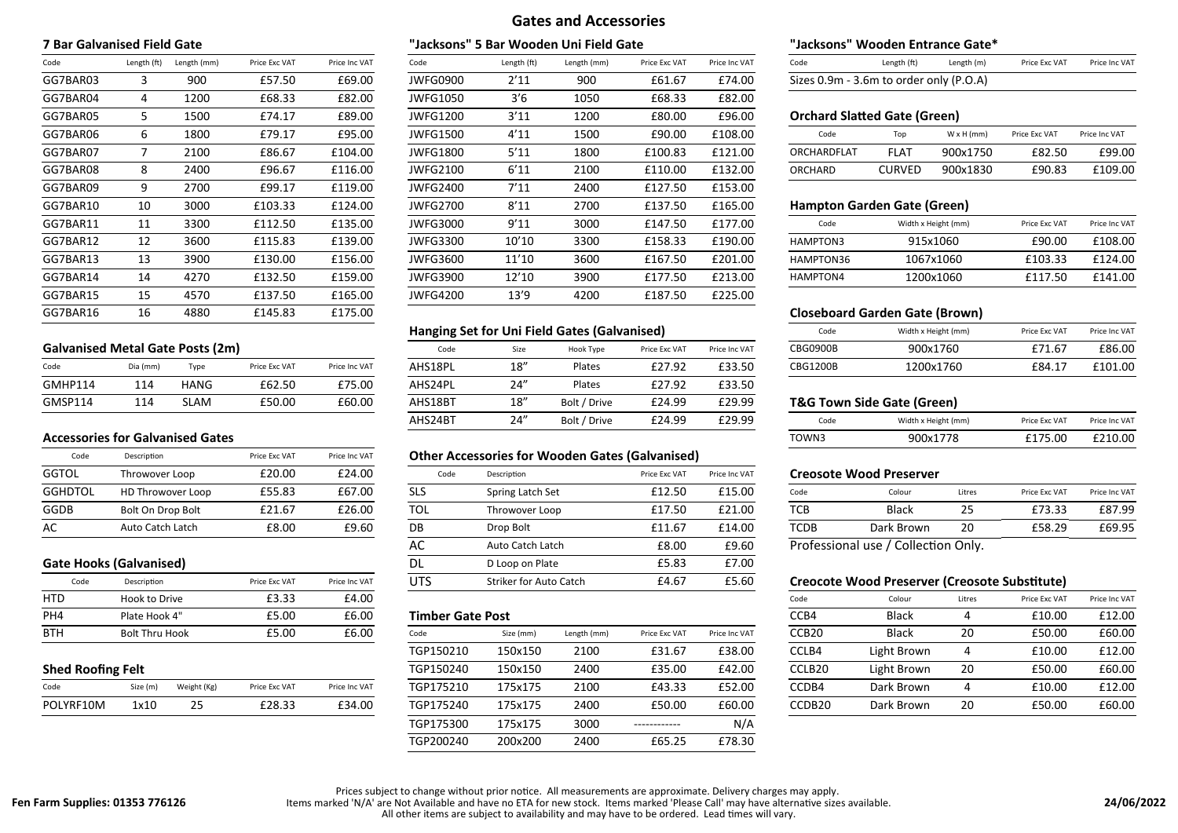# Gates and Accessories

## 7 Bar Galvanised Field Gate

| Code | Length (ft) | Length (mm) | Price Exc VAT | Price Inc VAT |
|---|---|---|---|---|
| GG7BAR03 | 3 | 900 | £57.50 | £69.00 |
| GG7BAR04 | 4 | 1200 | £68.33 | £82.00 |
| GG7BAR05 | 5 | 1500 | £74.17 | £89.00 |
| GG7BAR06 | 6 | 1800 | £79.17 | £95.00 |
| GG7BAR07 | 7 | 2100 | £86.67 | £104.00 |
| GG7BAR08 | 8 | 2400 | £96.67 | £116.00 |
| GG7BAR09 | 9 | 2700 | £99.17 | £119.00 |
| GG7BAR10 | 10 | 3000 | £103.33 | £124.00 |
| GG7BAR11 | 11 | 3300 | £112.50 | £135.00 |
| GG7BAR12 | 12 | 3600 | £115.83 | £139.00 |
| GG7BAR13 | 13 | 3900 | £130.00 | £156.00 |
| GG7BAR14 | 14 | 4270 | £132.50 | £159.00 |
| GG7BAR15 | 15 | 4570 | £137.50 | £165.00 |
| GG7BAR16 | 16 | 4880 | £145.83 | £175.00 |

## Galvanised Metal Gate Posts (2m)

| Code | Dia (mm) | Type | Price Exc VAT | Price Inc VAT |
|---|---|---|---|---|
| GMHP114 | 114 | HANG | £62.50 | £75.00 |
| GMSP114 | 114 | SLAM | £50.00 | £60.00 |

## Accessories for Galvanised Gates

| Code | Description | Price Exc VAT | Price Inc VAT |
|---|---|---|---|
| GGTOL | Throwover Loop | £20.00 | £24.00 |
| GGHDTOL | HD Throwover Loop | £55.83 | £67.00 |
| GGDB | Bolt On Drop Bolt | £21.67 | £26.00 |
| AC | Auto Catch Latch | £8.00 | £9.60 |

## Gate Hooks (Galvanised)

| Code | Description | Price Exc VAT | Price Inc VAT |
|---|---|---|---|
| HTD | Hook to Drive | £3.33 | £4.00 |
| PH4 | Plate Hook 4" | £5.00 | £6.00 |
| BTH | Bolt Thru Hook | £5.00 | £6.00 |

## Shed Roofing Felt

| Code | Size (m) | Weight (Kg) | Price Exc VAT | Price Inc VAT |
|---|---|---|---|---|
| POLYRF10M | 1x10 | 25 | £28.33 | £34.00 |

## "Jacksons" 5 Bar Wooden Uni Field Gate

| Code | Length (ft) | Length (mm) | Price Exc VAT | Price Inc VAT |
|---|---|---|---|---|
| JWFG0900 | 2'11 | 900 | £61.67 | £74.00 |
| JWFG1050 | 3'6 | 1050 | £68.33 | £82.00 |
| JWFG1200 | 3'11 | 1200 | £80.00 | £96.00 |
| JWFG1500 | 4'11 | 1500 | £90.00 | £108.00 |
| JWFG1800 | 5'11 | 1800 | £100.83 | £121.00 |
| JWFG2100 | 6'11 | 2100 | £110.00 | £132.00 |
| JWFG2400 | 7'11 | 2400 | £127.50 | £153.00 |
| JWFG2700 | 8'11 | 2700 | £137.50 | £165.00 |
| JWFG3000 | 9'11 | 3000 | £147.50 | £177.00 |
| JWFG3300 | 10'10 | 3300 | £158.33 | £190.00 |
| JWFG3600 | 11'10 | 3600 | £167.50 | £201.00 |
| JWFG3900 | 12'10 | 3900 | £177.50 | £213.00 |
| JWFG4200 | 13'9 | 4200 | £187.50 | £225.00 |

## Hanging Set for Uni Field Gates (Galvanised)

| Code | Size | Hook Type | Price Exc VAT | Price Inc VAT |
|---|---|---|---|---|
| AHS18PL | 18" | Plates | £27.92 | £33.50 |
| AHS24PL | 24" | Plates | £27.92 | £33.50 |
| AHS18BT | 18" | Bolt / Drive | £24.99 | £29.99 |
| AHS24BT | 24" | Bolt / Drive | £24.99 | £29.99 |

## Other Accessories for Wooden Gates (Galvanised)

| Code | Description | Price Exc VAT | Price Inc VAT |
|---|---|---|---|
| SLS | Spring Latch Set | £12.50 | £15.00 |
| TOL | Throwover Loop | £17.50 | £21.00 |
| DB | Drop Bolt | £11.67 | £14.00 |
| AC | Auto Catch Latch | £8.00 | £9.60 |
| DL | D Loop on Plate | £5.83 | £7.00 |
| UTS | Striker for Auto Catch | £4.67 | £5.60 |

## Timber Gate Post

| Code | Size (mm) | Length (mm) | Price Exc VAT | Price Inc VAT |
|---|---|---|---|---|
| TGP150210 | 150x150 | 2100 | £31.67 | £38.00 |
| TGP150240 | 150x150 | 2400 | £35.00 | £42.00 |
| TGP175210 | 175x175 | 2100 | £43.33 | £52.00 |
| TGP175240 | 175x175 | 2400 | £50.00 | £60.00 |
| TGP175300 | 175x175 | 3000 | ------------ | N/A |
| TGP200240 | 200x200 | 2400 | £65.25 | £78.30 |

## "Jacksons" Wooden Entrance Gate*

| Code | Length (ft) | Length (m) | Price Exc VAT | Price Inc VAT |
|---|---|---|---|---|
| Sizes 0.9m - 3.6m to order only (P.O.A) | | | | |

## Orchard Slatted Gate (Green)

| Code | Top | W x H (mm) | Price Exc VAT | Price Inc VAT |
|---|---|---|---|---|
| ORCHARDFLAT | FLAT | 900x1750 | £82.50 | £99.00 |
| ORCHARD | CURVED | 900x1830 | £90.83 | £109.00 |

## Hampton Garden Gate (Green)

| Code | Width x Height (mm) | Price Exc VAT | Price Inc VAT |
|---|---|---|---|
| HAMPTON3 | 915x1060 | £90.00 | £108.00 |
| HAMPTON36 | 1067x1060 | £103.33 | £124.00 |
| HAMPTON4 | 1200x1060 | £117.50 | £141.00 |

## Closeboard Garden Gate (Brown)

| Code | Width x Height (mm) | Price Exc VAT | Price Inc VAT |
|---|---|---|---|
| CBG0900B | 900x1760 | £71.67 | £86.00 |
| CBG1200B | 1200x1760 | £84.17 | £101.00 |

## T&G Town Side Gate (Green)

| Code | Width x Height (mm) | Price Exc VAT | Price Inc VAT |
|---|---|---|---|
| TOWN3 | 900x1778 | £175.00 | £210.00 |

## Creosote Wood Preserver

| Code | Colour | Litres | Price Exc VAT | Price Inc VAT |
|---|---|---|---|---|
| TCB | Black | 25 | £73.33 | £87.99 |
| TCDB | Dark Brown | 20 | £58.29 | £69.95 |

Professional use / Collection Only.

## Creocote Wood Preserver (Creosote Substitute)

| Code | Colour | Litres | Price Exc VAT | Price Inc VAT |
|---|---|---|---|---|
| CCB4 | Black | 4 | £10.00 | £12.00 |
| CCB20 | Black | 20 | £50.00 | £60.00 |
| CCLB4 | Light Brown | 4 | £10.00 | £12.00 |
| CCLB20 | Light Brown | 20 | £50.00 | £60.00 |
| CCDB4 | Dark Brown | 4 | £10.00 | £12.00 |
| CCDB20 | Dark Brown | 20 | £50.00 | £60.00 |

Fen Farm Supplies: 01353 776126

Prices subject to change without prior notice. All measurements are approximate. Delivery charges may apply.
Items marked 'N/A' are Not Available and have no ETA for new stock. Items marked 'Please Call' may have alternative sizes available.
All other items are subject to availability and may have to be ordered. Lead times will vary.

24/06/2022